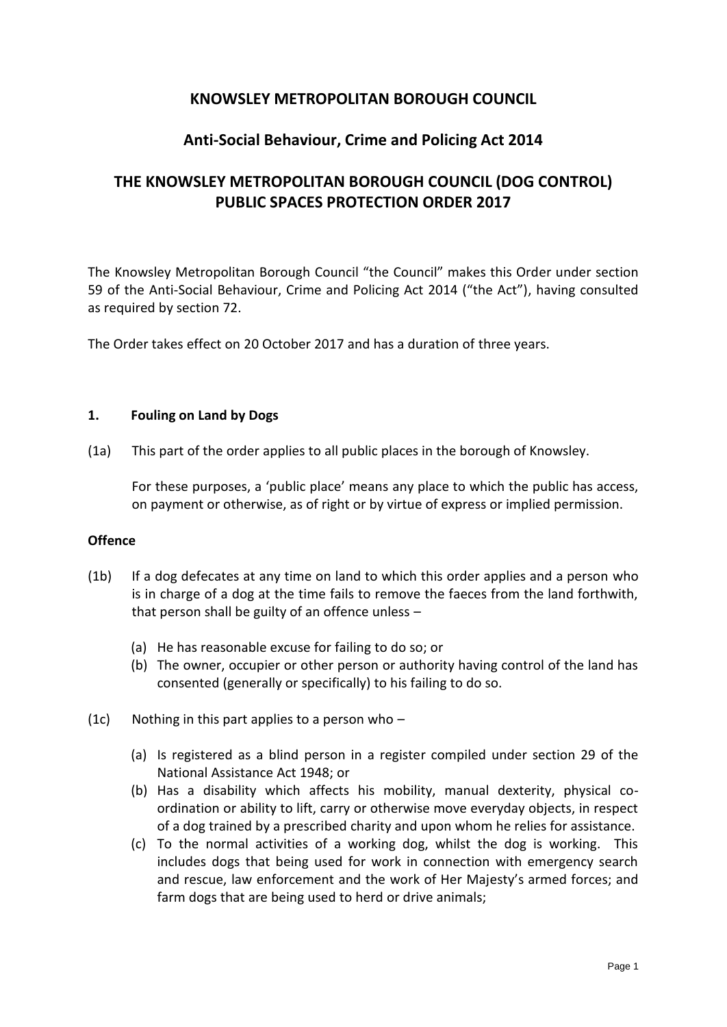# KNOWSLEY METROPOLITAN BOROUGH COUNCIL

## Anti-Social Behaviour, Crime and Policing Act 2014

## THE KNOWSLEY METROPOLITAN BOROUGH COUNCIL (DOG CONTROL) PUBLIC SPACES PROTECTION ORDER 2017

The Knowsley Metropolitan Borough Council "the Council" makes this Order under section 59 of the Anti-Social Behaviour, Crime and Policing Act 2014 ("the Act"), having consulted as required by section 72.

The Order takes effect on 20 October 2017 and has a duration of three years.

### 1. Fouling on Land by Dogs

(1a) This part of the order applies to all public places in the borough of Knowsley.

For these purposes, a 'public place' means any place to which the public has access, on payment or otherwise, as of right or by virtue of express or implied permission.

**Offence**

(1b) If a dog defecates at any time on land to which this order applies and a person who is in charge of a dog at the time fails to remove the faeces from the land forthwith, that person shall be guilty of an offence unless –

- (a) He has reasonable excuse for failing to do so; or
- (b) The owner, occupier or other person or authority having control of the land has consented (generally or specifically) to his failing to do so.

(1c) Nothing in this part applies to a person who –

- (a) Is registered as a blind person in a register compiled under section 29 of the National Assistance Act 1948; or
- (b) Has a disability which affects his mobility, manual dexterity, physical co-ordination or ability to lift, carry or otherwise move everyday objects, in respect of a dog trained by a prescribed charity and upon whom he relies for assistance.
- (c) To the normal activities of a working dog, whilst the dog is working. This includes dogs that being used for work in connection with emergency search and rescue, law enforcement and the work of Her Majesty's armed forces; and farm dogs that are being used to herd or drive animals;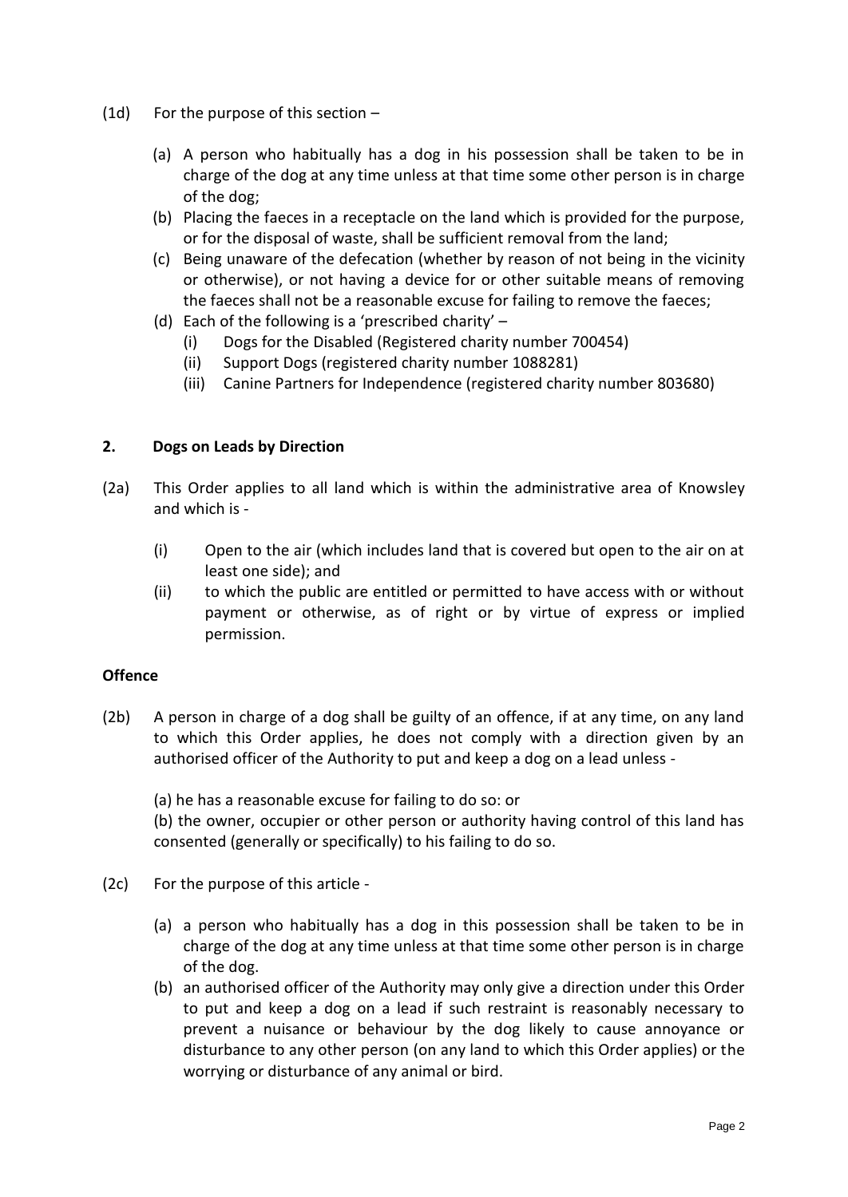(1d) For the purpose of this section –

(a) A person who habitually has a dog in his possession shall be taken to be in charge of the dog at any time unless at that time some other person is in charge of the dog;

(b) Placing the faeces in a receptacle on the land which is provided for the purpose, or for the disposal of waste, shall be sufficient removal from the land;

(c) Being unaware of the defecation (whether by reason of not being in the vicinity or otherwise), or not having a device for or other suitable means of removing the faeces shall not be a reasonable excuse for failing to remove the faeces;

(d) Each of the following is a 'prescribed charity' –

(i) Dogs for the Disabled (Registered charity number 700454)

(ii) Support Dogs (registered charity number 1088281)

(iii) Canine Partners for Independence (registered charity number 803680)

## 2. Dogs on Leads by Direction

(2a) This Order applies to all land which is within the administrative area of Knowsley and which is -

(i) Open to the air (which includes land that is covered but open to the air on at least one side); and

(ii) to which the public are entitled or permitted to have access with or without payment or otherwise, as of right or by virtue of express or implied permission.

**Offence**

(2b) A person in charge of a dog shall be guilty of an offence, if at any time, on any land to which this Order applies, he does not comply with a direction given by an authorised officer of the Authority to put and keep a dog on a lead unless -

(a) he has a reasonable excuse for failing to do so: or

(b) the owner, occupier or other person or authority having control of this land has consented (generally or specifically) to his failing to do so.

(2c) For the purpose of this article -

(a) a person who habitually has a dog in this possession shall be taken to be in charge of the dog at any time unless at that time some other person is in charge of the dog.

(b) an authorised officer of the Authority may only give a direction under this Order to put and keep a dog on a lead if such restraint is reasonably necessary to prevent a nuisance or behaviour by the dog likely to cause annoyance or disturbance to any other person (on any land to which this Order applies) or the worrying or disturbance of any animal or bird.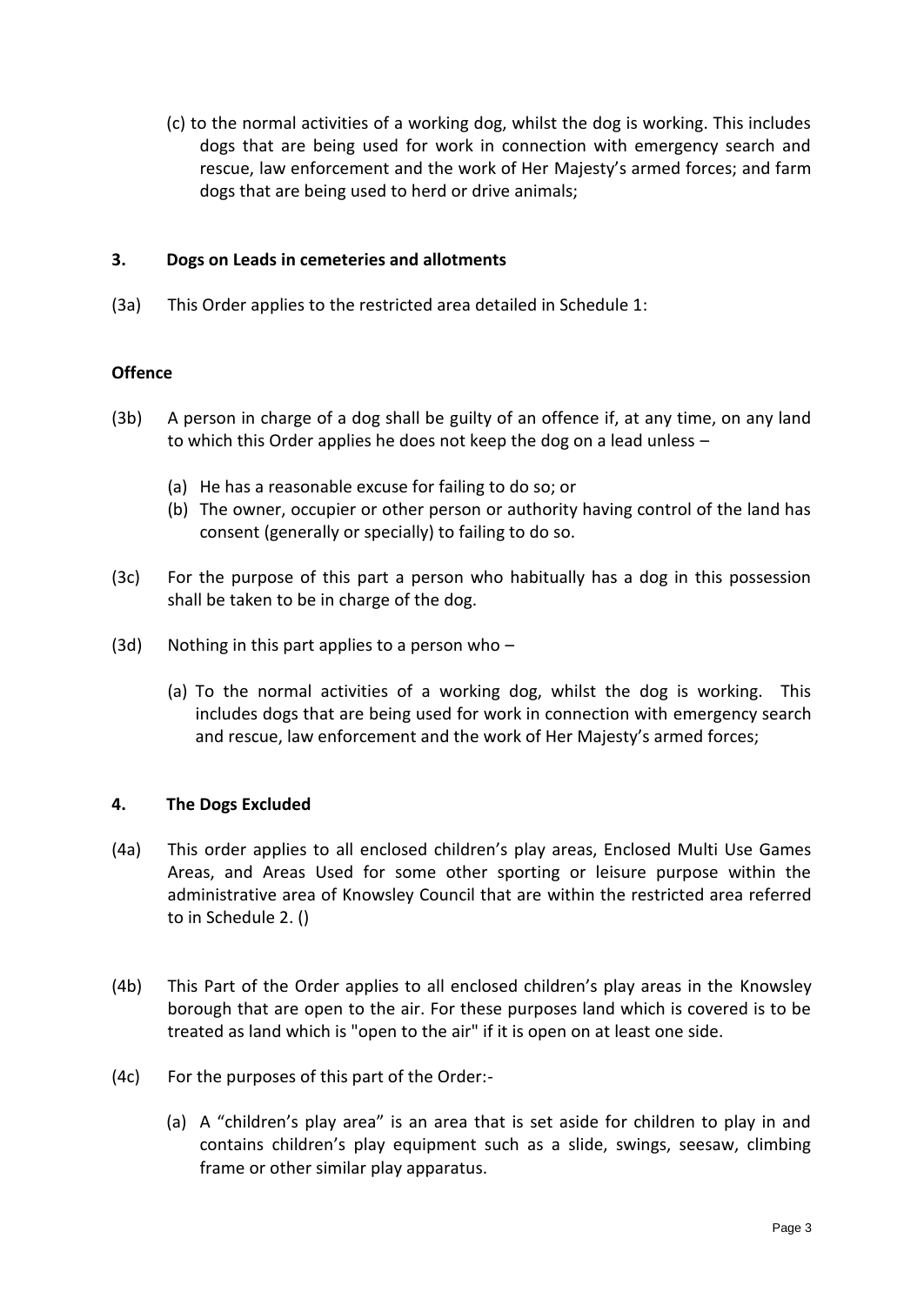(c) to the normal activities of a working dog, whilst the dog is working. This includes dogs that are being used for work in connection with emergency search and rescue, law enforcement and the work of Her Majesty's armed forces; and farm dogs that are being used to herd or drive animals;

### 3. Dogs on Leads in cemeteries and allotments

(3a) This Order applies to the restricted area detailed in Schedule 1:

**Offence**

(3b) A person in charge of a dog shall be guilty of an offence if, at any time, on any land to which this Order applies he does not keep the dog on a lead unless –

(a) He has a reasonable excuse for failing to do so; or
(b) The owner, occupier or other person or authority having control of the land has consent (generally or specially) to failing to do so.

(3c) For the purpose of this part a person who habitually has a dog in this possession shall be taken to be in charge of the dog.

(3d) Nothing in this part applies to a person who –

(a) To the normal activities of a working dog, whilst the dog is working. This includes dogs that are being used for work in connection with emergency search and rescue, law enforcement and the work of Her Majesty's armed forces;

### 4. The Dogs Excluded

(4a) This order applies to all enclosed children's play areas, Enclosed Multi Use Games Areas, and Areas Used for some other sporting or leisure purpose within the administrative area of Knowsley Council that are within the restricted area referred to in Schedule 2. ()

(4b) This Part of the Order applies to all enclosed children's play areas in the Knowsley borough that are open to the air. For these purposes land which is covered is to be treated as land which is "open to the air" if it is open on at least one side.

(4c) For the purposes of this part of the Order:-

(a) A "children's play area" is an area that is set aside for children to play in and contains children's play equipment such as a slide, swings, seesaw, climbing frame or other similar play apparatus.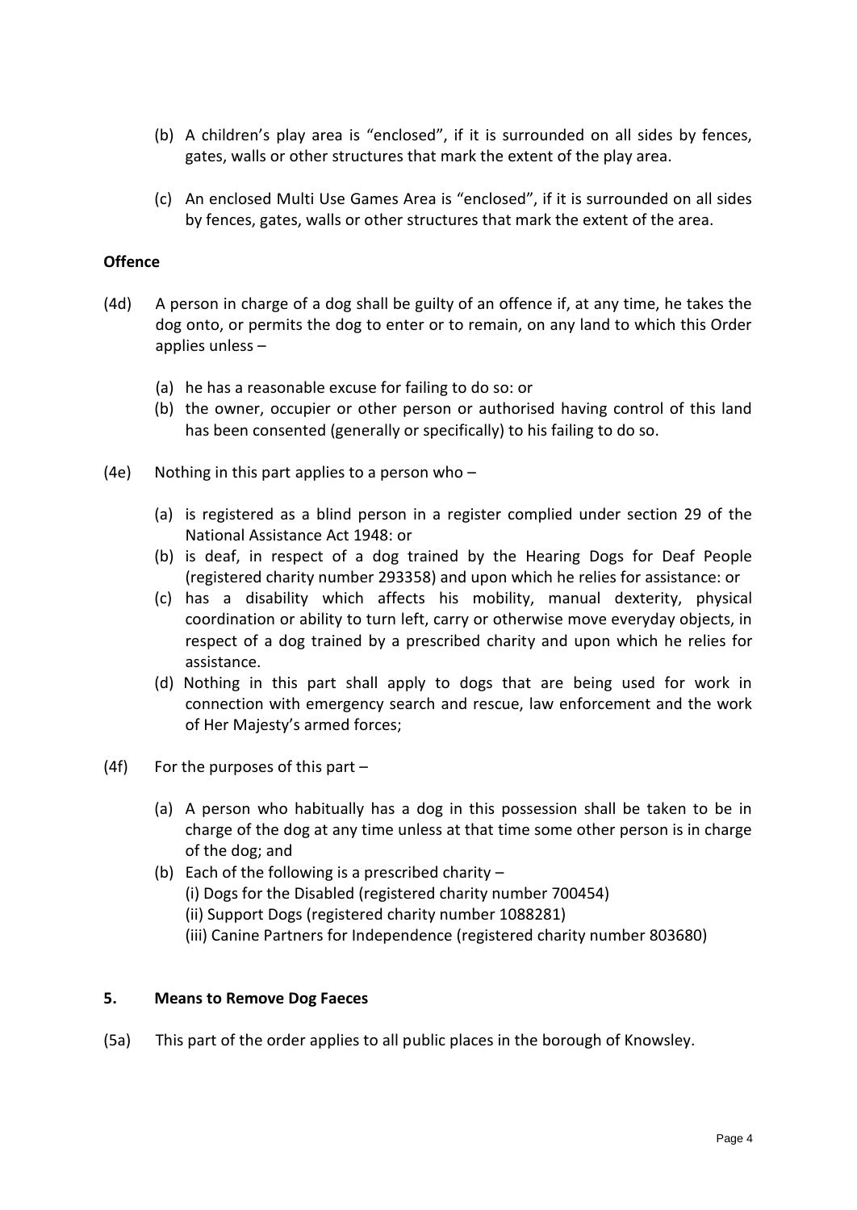(b) A children's play area is "enclosed", if it is surrounded on all sides by fences, gates, walls or other structures that mark the extent of the play area.

(c) An enclosed Multi Use Games Area is "enclosed", if it is surrounded on all sides by fences, gates, walls or other structures that mark the extent of the area.

**Offence**

(4d) A person in charge of a dog shall be guilty of an offence if, at any time, he takes the dog onto, or permits the dog to enter or to remain, on any land to which this Order applies unless –

- (a) he has a reasonable excuse for failing to do so: or
- (b) the owner, occupier or other person or authorised having control of this land has been consented (generally or specifically) to his failing to do so.

(4e) Nothing in this part applies to a person who –

- (a) is registered as a blind person in a register complied under section 29 of the National Assistance Act 1948: or
- (b) is deaf, in respect of a dog trained by the Hearing Dogs for Deaf People (registered charity number 293358) and upon which he relies for assistance: or
- (c) has a disability which affects his mobility, manual dexterity, physical coordination or ability to turn left, carry or otherwise move everyday objects, in respect of a dog trained by a prescribed charity and upon which he relies for assistance.
- (d) Nothing in this part shall apply to dogs that are being used for work in connection with emergency search and rescue, law enforcement and the work of Her Majesty's armed forces;

(4f) For the purposes of this part –

- (a) A person who habitually has a dog in this possession shall be taken to be in charge of the dog at any time unless at that time some other person is in charge of the dog; and
- (b) Each of the following is a prescribed charity –
  - (i) Dogs for the Disabled (registered charity number 700454)
  - (ii) Support Dogs (registered charity number 1088281)
  - (iii) Canine Partners for Independence (registered charity number 803680)

**5. Means to Remove Dog Faeces**

(5a) This part of the order applies to all public places in the borough of Knowsley.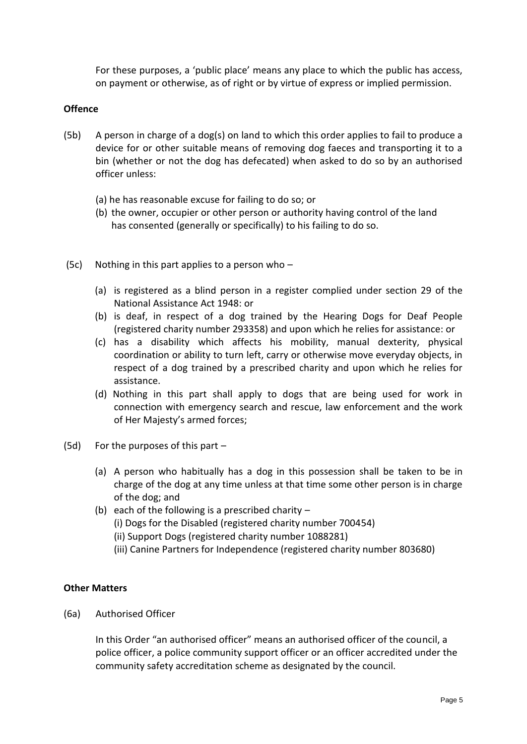For these purposes, a 'public place' means any place to which the public has access, on payment or otherwise, as of right or by virtue of express or implied permission.

**Offence**

(5b) A person in charge of a dog(s) on land to which this order applies to fail to produce a device for or other suitable means of removing dog faeces and transporting it to a bin (whether or not the dog has defecated) when asked to do so by an authorised officer unless:

(a) he has reasonable excuse for failing to do so; or
(b) the owner, occupier or other person or authority having control of the land has consented (generally or specifically) to his failing to do so.

(5c) Nothing in this part applies to a person who –

(a) is registered as a blind person in a register complied under section 29 of the National Assistance Act 1948: or
(b) is deaf, in respect of a dog trained by the Hearing Dogs for Deaf People (registered charity number 293358) and upon which he relies for assistance: or
(c) has a disability which affects his mobility, manual dexterity, physical coordination or ability to turn left, carry or otherwise move everyday objects, in respect of a dog trained by a prescribed charity and upon which he relies for assistance.
(d) Nothing in this part shall apply to dogs that are being used for work in connection with emergency search and rescue, law enforcement and the work of Her Majesty's armed forces;

(5d) For the purposes of this part –

(a) A person who habitually has a dog in this possession shall be taken to be in charge of the dog at any time unless at that time some other person is in charge of the dog; and
(b) each of the following is a prescribed charity –
 (i) Dogs for the Disabled (registered charity number 700454)
 (ii) Support Dogs (registered charity number 1088281)
 (iii) Canine Partners for Independence (registered charity number 803680)

**Other Matters**

(6a) Authorised Officer

In this Order "an authorised officer" means an authorised officer of the council, a police officer, a police community support officer or an officer accredited under the community safety accreditation scheme as designated by the council.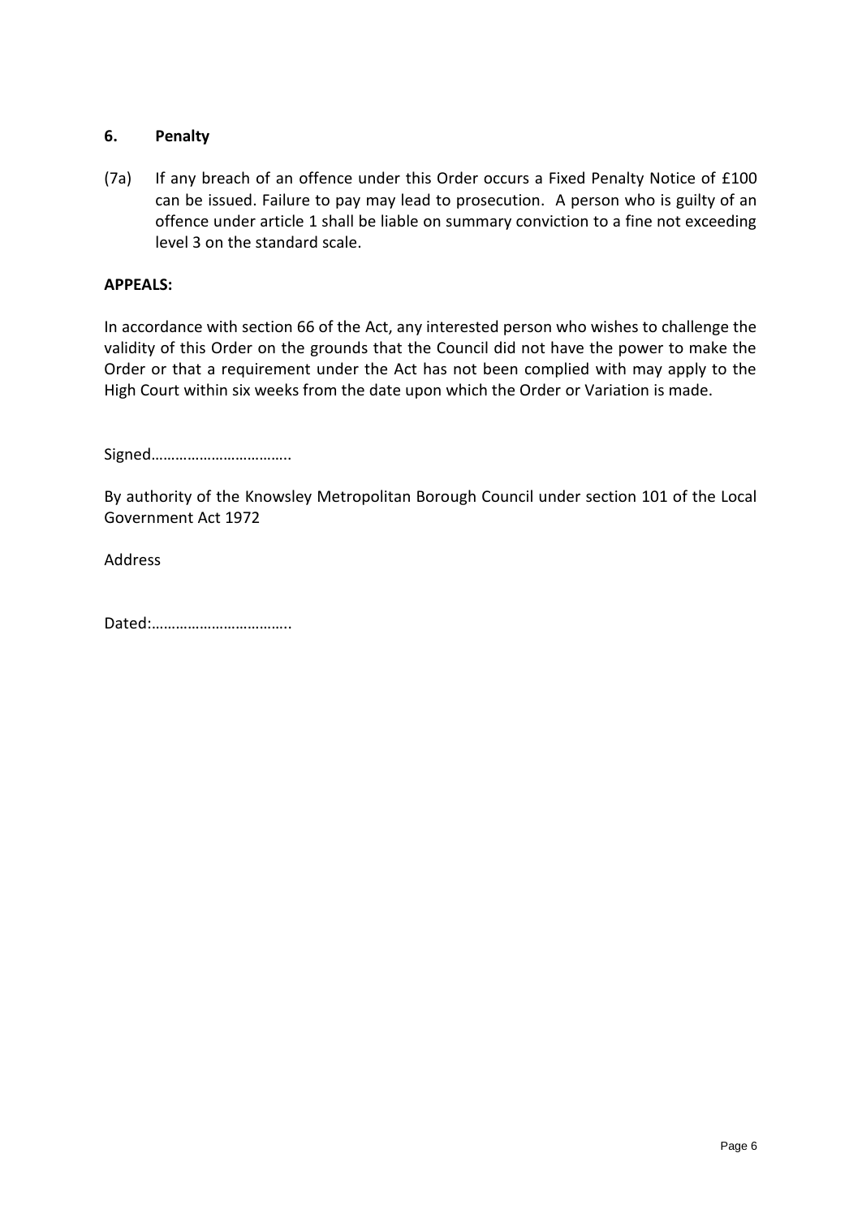## 6. Penalty

(7a) If any breach of an offence under this Order occurs a Fixed Penalty Notice of £100 can be issued. Failure to pay may lead to prosecution. A person who is guilty of an offence under article 1 shall be liable on summary conviction to a fine not exceeding level 3 on the standard scale.

**APPEALS:**

In accordance with section 66 of the Act, any interested person who wishes to challenge the validity of this Order on the grounds that the Council did not have the power to make the Order or that a requirement under the Act has not been complied with may apply to the High Court within six weeks from the date upon which the Order or Variation is made.

Signed……………………………..

By authority of the Knowsley Metropolitan Borough Council under section 101 of the Local Government Act 1972

Address

Dated:……………………………..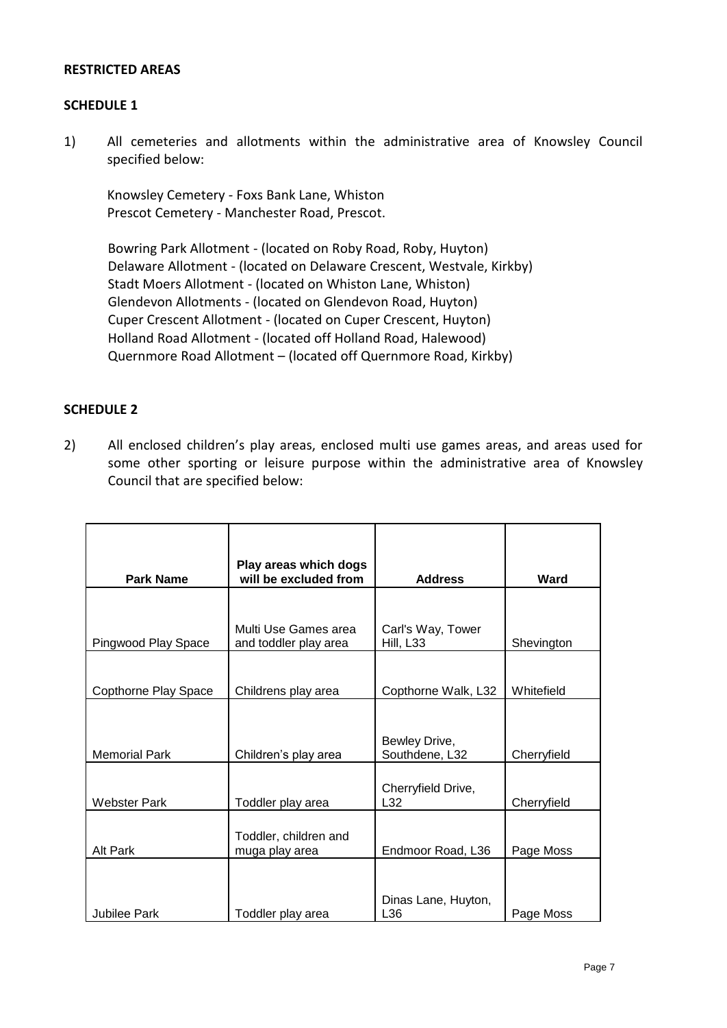**RESTRICTED AREAS**

**SCHEDULE 1**

1) All cemeteries and allotments within the administrative area of Knowsley Council specified below:

Knowsley Cemetery - Foxs Bank Lane, Whiston
Prescot Cemetery - Manchester Road, Prescot.

Bowring Park Allotment - (located on Roby Road, Roby, Huyton)
Delaware Allotment - (located on Delaware Crescent, Westvale, Kirkby)
Stadt Moers Allotment - (located on Whiston Lane, Whiston)
Glendevon Allotments - (located on Glendevon Road, Huyton)
Cuper Crescent Allotment - (located on Cuper Crescent, Huyton)
Holland Road Allotment - (located off Holland Road, Halewood)
Quernmore Road Allotment – (located off Quernmore Road, Kirkby)

**SCHEDULE 2**

2) All enclosed children's play areas, enclosed multi use games areas, and areas used for some other sporting or leisure purpose within the administrative area of Knowsley Council that are specified below:

| Park Name | Play areas which dogs will be excluded from | Address | Ward |
|---|---|---|---|
| Pingwood Play Space | Multi Use Games area and toddler play area | Carl's Way, Tower Hill, L33 | Shevington |
| Copthorne Play Space | Childrens play area | Copthorne Walk, L32 | Whitefield |
| Memorial Park | Children's play area | Bewley Drive, Southdene, L32 | Cherryfield |
| Webster Park | Toddler play area | Cherryfield Drive, L32 | Cherryfield |
| Alt Park | Toddler, children and muga play area | Endmoor Road, L36 | Page Moss |
| Jubilee Park | Toddler play area | Dinas Lane, Huyton, L36 | Page Moss |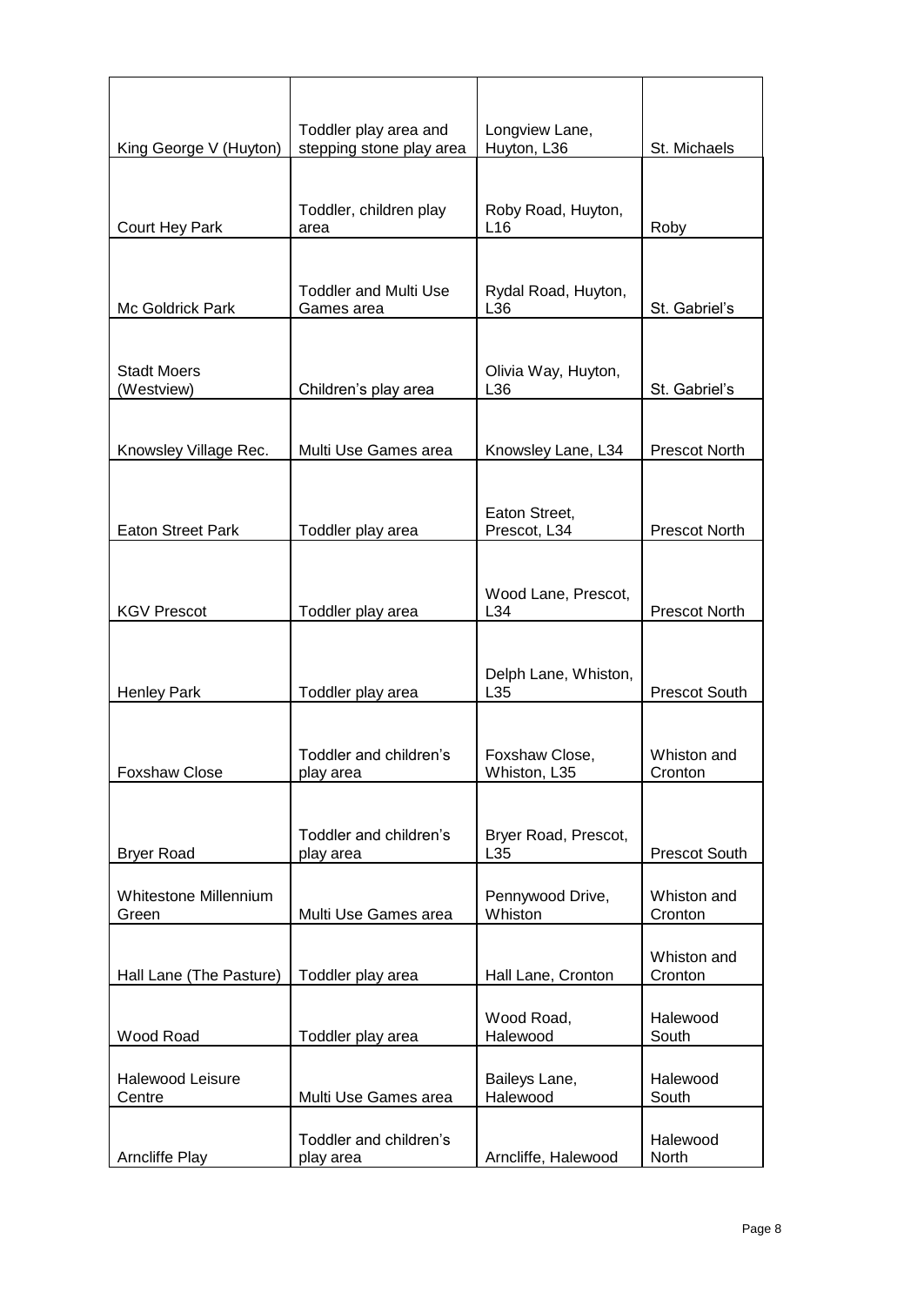| | | | |
|---|---|---|---|
| King George V (Huyton) | Toddler play area and stepping stone play area | Longview Lane, Huyton, L36 | St. Michaels |
| Court Hey Park | Toddler, children play area | Roby Road, Huyton, L16 | Roby |
| Mc Goldrick Park | Toddler and Multi Use Games area | Rydal Road, Huyton, L36 | St. Gabriel's |
| Stadt Moers (Westview) | Children's play area | Olivia Way, Huyton, L36 | St. Gabriel's |
| Knowsley Village Rec. | Multi Use Games area | Knowsley Lane, L34 | Prescot North |
| Eaton Street Park | Toddler play area | Eaton Street, Prescot, L34 | Prescot North |
| KGV Prescot | Toddler play area | Wood Lane, Prescot, L34 | Prescot North |
| Henley Park | Toddler play area | Delph Lane, Whiston, L35 | Prescot South |
| Foxshaw Close | Toddler and children's play area | Foxshaw Close, Whiston, L35 | Whiston and Cronton |
| Bryer Road | Toddler and children's play area | Bryer Road, Prescot, L35 | Prescot South |
| Whitestone Millennium Green | Multi Use Games area | Pennywood Drive, Whiston | Whiston and Cronton |
| Hall Lane (The Pasture) | Toddler play area | Hall Lane, Cronton | Whiston and Cronton |
| Wood Road | Toddler play area | Wood Road, Halewood | Halewood South |
| Halewood Leisure Centre | Multi Use Games area | Baileys Lane, Halewood | Halewood South |
| Arncliffe Play | Toddler and children's play area | Arncliffe, Halewood | Halewood North |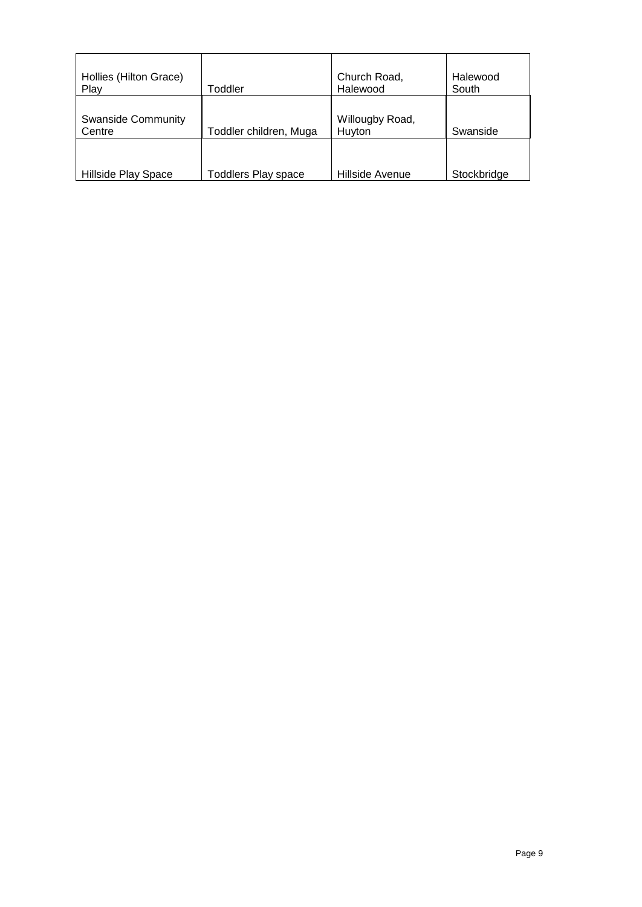| | | | |
|---|---|---|---|
| Hollies (Hilton Grace) Play | Toddler | Church Road, Halewood | Halewood South |
| Swanside Community Centre | Toddler children, Muga | Willougby Road, Huyton | Swanside |
| Hillside Play Space | Toddlers Play space | Hillside Avenue | Stockbridge |